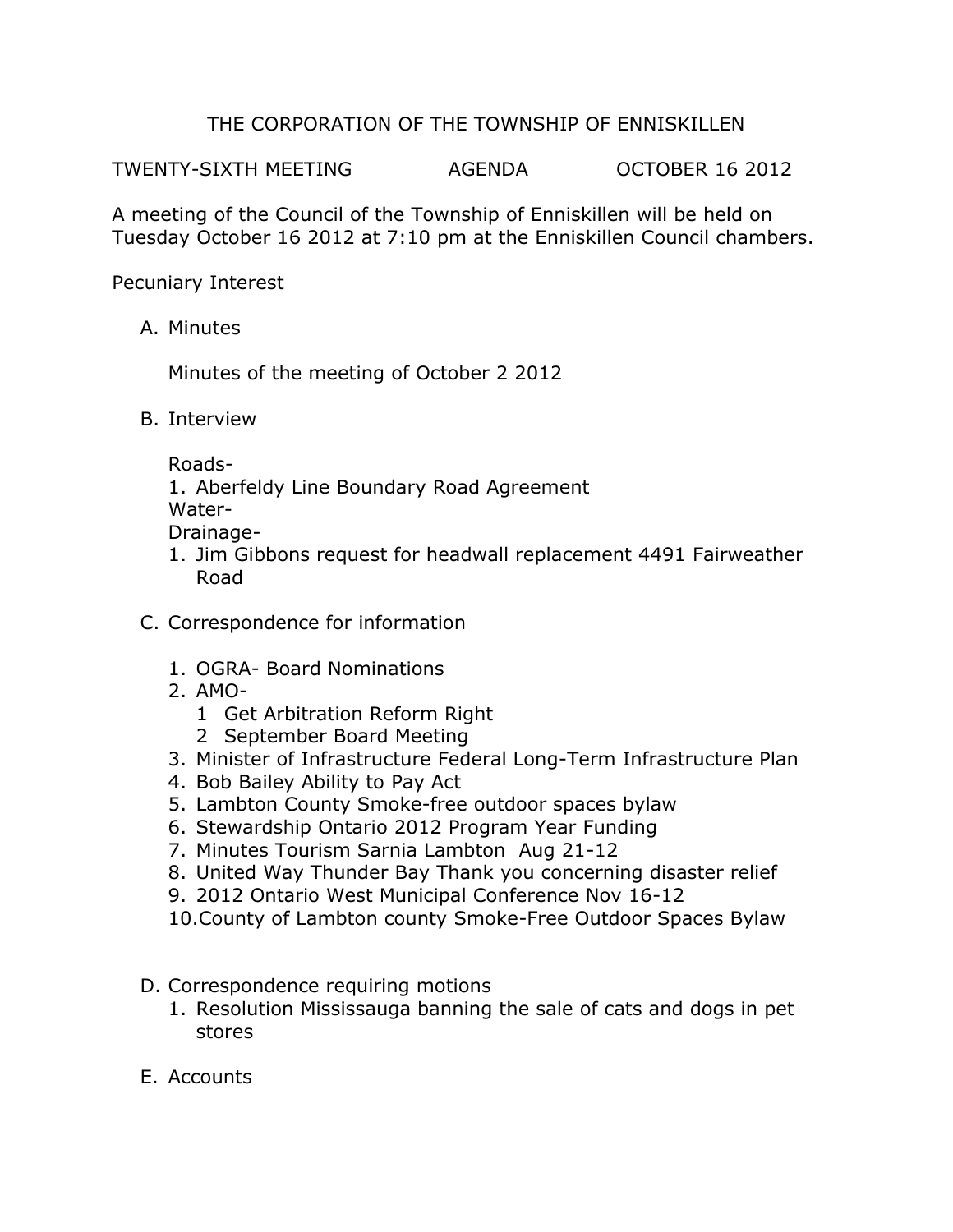# THE CORPORATION OF THE TOWNSHIP OF ENNISKILLEN

TWENTY-SIXTH MEETING AGENDA OCTOBER 16 2012

A meeting of the Council of the Township of Enniskillen will be held on Tuesday October 16 2012 at 7:10 pm at the Enniskillen Council chambers.

Pecuniary Interest

A. Minutes

   Minutes of the meeting of October 2 2012

B. Interview

   Roads-
   1. Aberfeldy Line Boundary Road Agreement

   Water-

   Drainage-
   1. Jim Gibbons request for headwall replacement 4491 Fairweather Road

C. Correspondence for information

   1. OGRA- Board Nominations
   2. AMO-
      1 Get Arbitration Reform Right
      2 September Board Meeting
   3. Minister of Infrastructure Federal Long-Term Infrastructure Plan
   4. Bob Bailey Ability to Pay Act
   5. Lambton County Smoke-free outdoor spaces bylaw
   6. Stewardship Ontario 2012 Program Year Funding
   7. Minutes Tourism Sarnia Lambton Aug 21-12
   8. United Way Thunder Bay Thank you concerning disaster relief
   9. 2012 Ontario West Municipal Conference Nov 16-12
   10. County of Lambton county Smoke-Free Outdoor Spaces Bylaw

D. Correspondence requiring motions
   1. Resolution Mississauga banning the sale of cats and dogs in pet stores

E. Accounts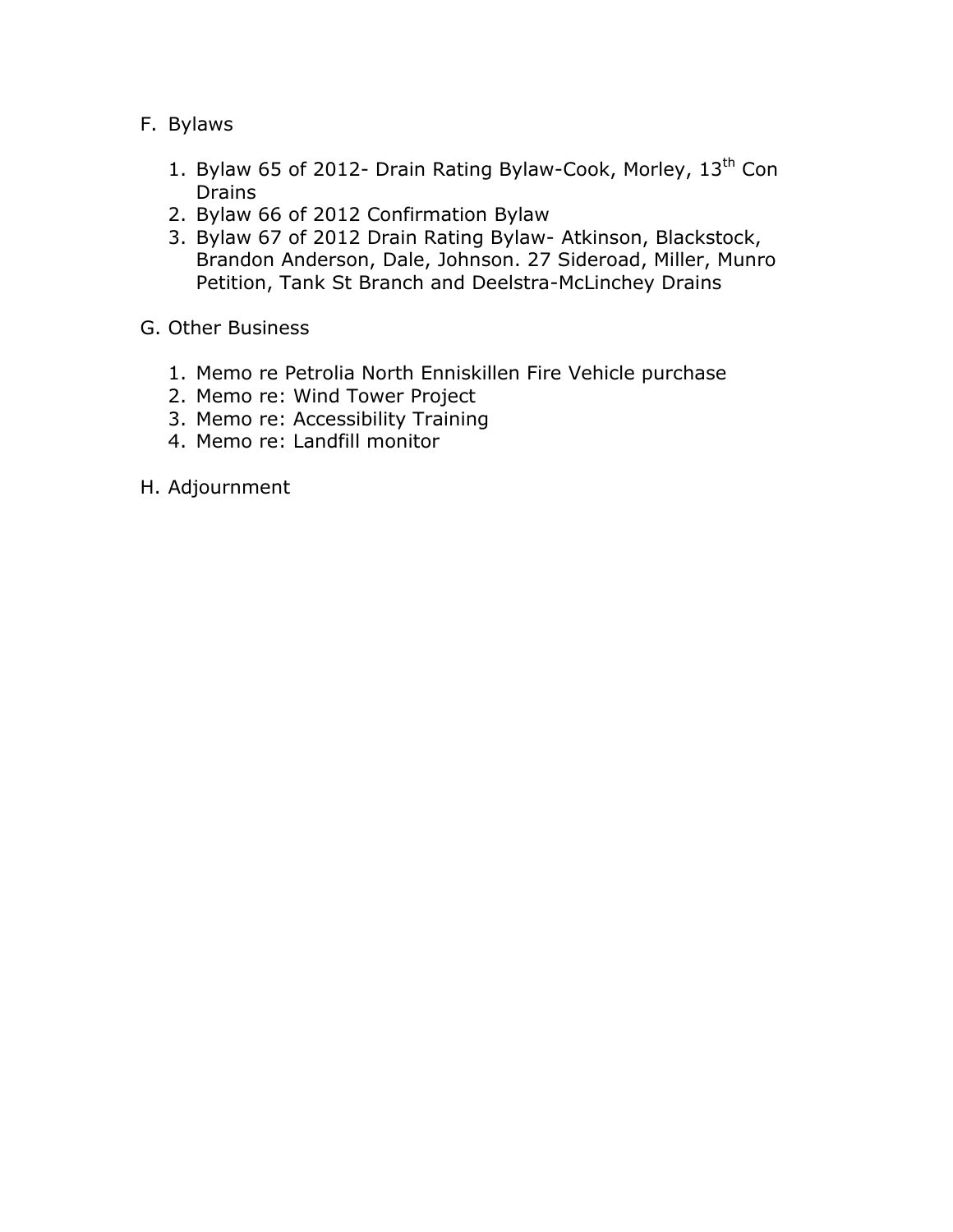F. Bylaws

   1. Bylaw 65 of 2012- Drain Rating Bylaw-Cook, Morley, 13th Con Drains
   2. Bylaw 66 of 2012 Confirmation Bylaw
   3. Bylaw 67 of 2012 Drain Rating Bylaw- Atkinson, Blackstock, Brandon Anderson, Dale, Johnson. 27 Sideroad, Miller, Munro Petition, Tank St Branch and Deelstra-McLinchey Drains

G. Other Business

   1. Memo re Petrolia North Enniskillen Fire Vehicle purchase
   2. Memo re: Wind Tower Project
   3. Memo re: Accessibility Training
   4. Memo re: Landfill monitor

H. Adjournment